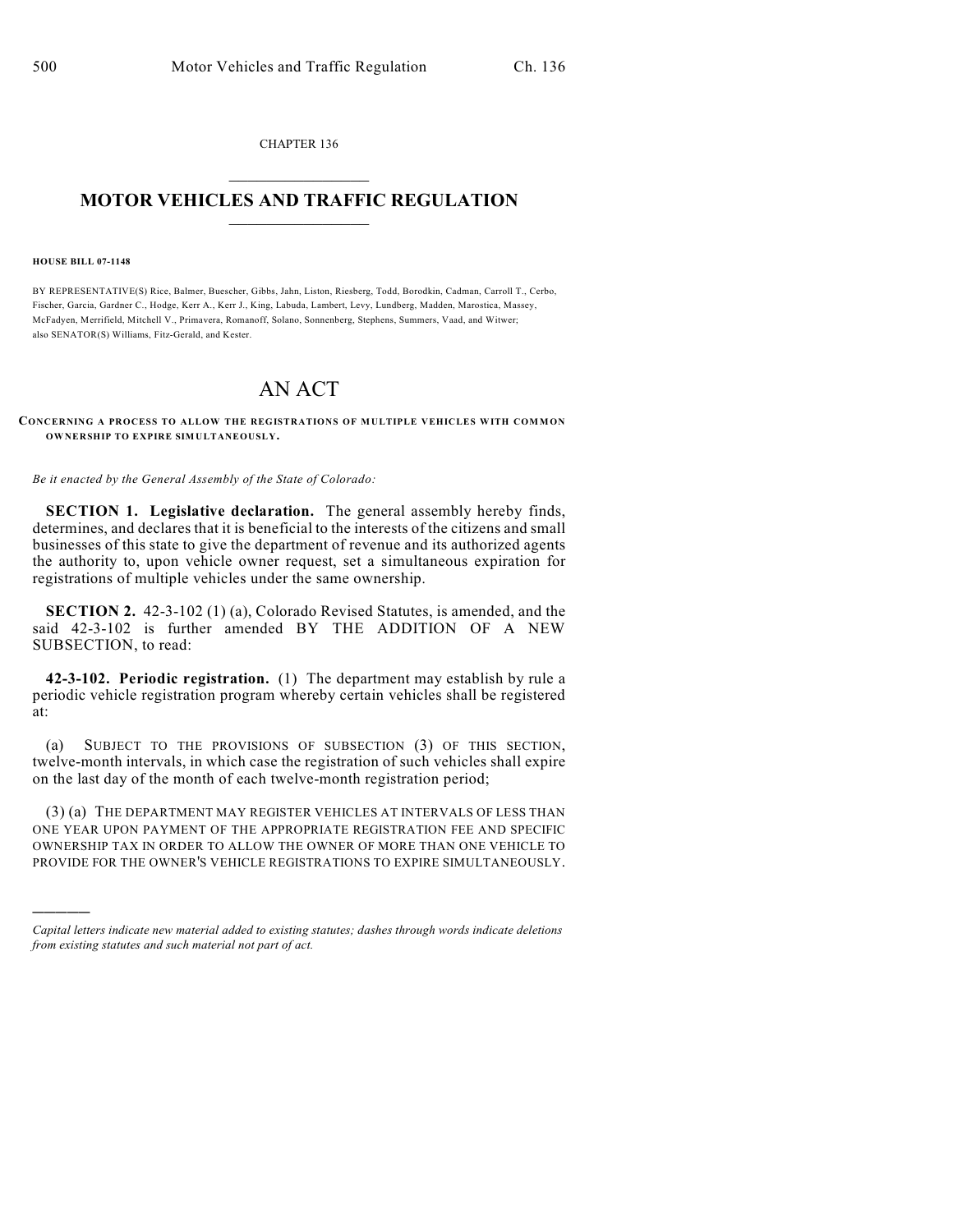CHAPTER 136

# MOTOR VEHICLES AND TRAFFIC REGULATION

**HOUSE BILL 07-1148**

BY REPRESENTATIVE(S) Rice, Balmer, Buescher, Gibbs, Jahn, Liston, Riesberg, Todd, Borodkin, Cadman, Carroll T., Cerbo, Fischer, Garcia, Gardner C., Hodge, Kerr A., Kerr J., King, Labuda, Lambert, Levy, Lundberg, Madden, Marostica, Massey, McFadyen, Merrifield, Mitchell V., Primavera, Romanoff, Solano, Sonnenberg, Stephens, Summers, Vaad, and Witwer; also SENATOR(S) Williams, Fitz-Gerald, and Kester.

# AN ACT

**CONCERNING A PROCESS TO ALLOW THE REGISTRATIONS OF MULTIPLE VEHICLES WITH COMMON OWNERSHIP TO EXPIRE SIMULTANEOUSLY.**

*Be it enacted by the General Assembly of the State of Colorado:*

**SECTION 1. Legislative declaration.** The general assembly hereby finds, determines, and declares that it is beneficial to the interests of the citizens and small businesses of this state to give the department of revenue and its authorized agents the authority to, upon vehicle owner request, set a simultaneous expiration for registrations of multiple vehicles under the same ownership.

**SECTION 2.** 42-3-102 (1) (a), Colorado Revised Statutes, is amended, and the said 42-3-102 is further amended BY THE ADDITION OF A NEW SUBSECTION, to read:

**42-3-102. Periodic registration.** (1) The department may establish by rule a periodic vehicle registration program whereby certain vehicles shall be registered at:

(a) SUBJECT TO THE PROVISIONS OF SUBSECTION (3) OF THIS SECTION, twelve-month intervals, in which case the registration of such vehicles shall expire on the last day of the month of each twelve-month registration period;

(3) (a) THE DEPARTMENT MAY REGISTER VEHICLES AT INTERVALS OF LESS THAN ONE YEAR UPON PAYMENT OF THE APPROPRIATE REGISTRATION FEE AND SPECIFIC OWNERSHIP TAX IN ORDER TO ALLOW THE OWNER OF MORE THAN ONE VEHICLE TO PROVIDE FOR THE OWNER'S VEHICLE REGISTRATIONS TO EXPIRE SIMULTANEOUSLY.

---

*Capital letters indicate new material added to existing statutes; dashes through words indicate deletions from existing statutes and such material not part of act.*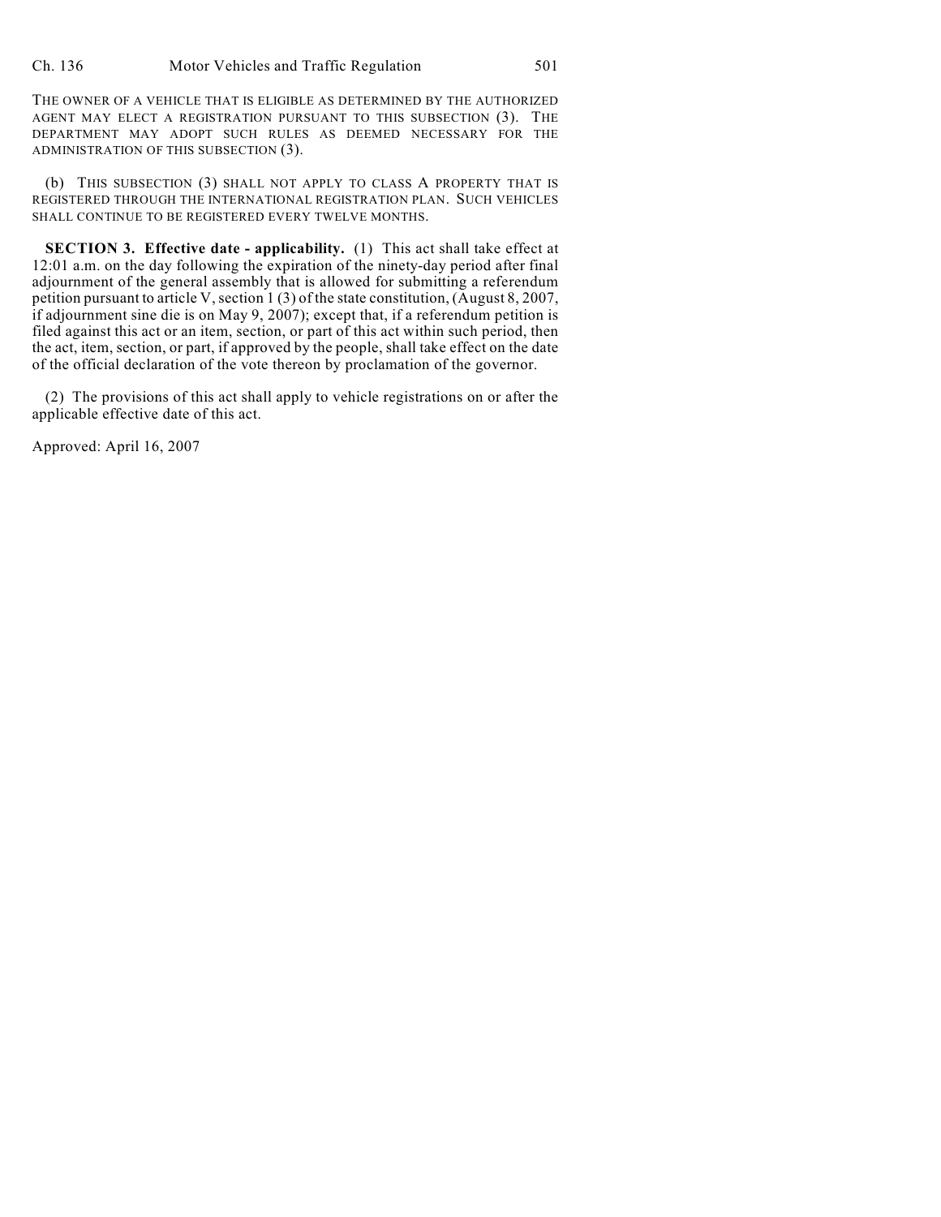THE OWNER OF A VEHICLE THAT IS ELIGIBLE AS DETERMINED BY THE AUTHORIZED AGENT MAY ELECT A REGISTRATION PURSUANT TO THIS SUBSECTION (3). THE DEPARTMENT MAY ADOPT SUCH RULES AS DEEMED NECESSARY FOR THE ADMINISTRATION OF THIS SUBSECTION (3).

(b) THIS SUBSECTION (3) SHALL NOT APPLY TO CLASS A PROPERTY THAT IS REGISTERED THROUGH THE INTERNATIONAL REGISTRATION PLAN. SUCH VEHICLES SHALL CONTINUE TO BE REGISTERED EVERY TWELVE MONTHS.

**SECTION 3. Effective date - applicability.** (1) This act shall take effect at 12:01 a.m. on the day following the expiration of the ninety-day period after final adjournment of the general assembly that is allowed for submitting a referendum petition pursuant to article V, section 1 (3) of the state constitution, (August 8, 2007, if adjournment sine die is on May 9, 2007); except that, if a referendum petition is filed against this act or an item, section, or part of this act within such period, then the act, item, section, or part, if approved by the people, shall take effect on the date of the official declaration of the vote thereon by proclamation of the governor.

(2) The provisions of this act shall apply to vehicle registrations on or after the applicable effective date of this act.

Approved: April 16, 2007